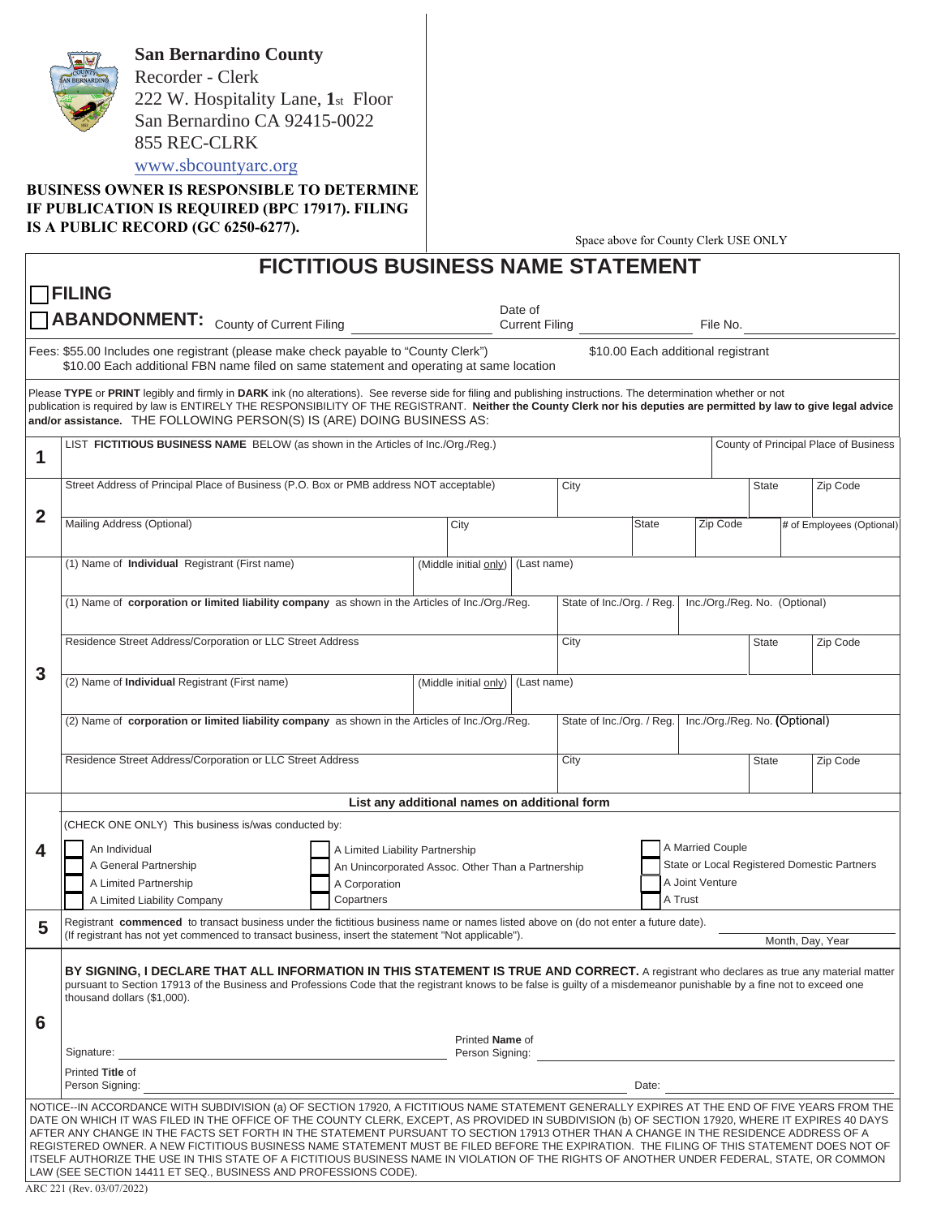**San Bernardino County**
Recorder - Clerk
222 W. Hospitality Lane, 1st Floor
San Bernardino CA 92415-0022
855 REC-CLRK
www.sbcountyarc.org

**BUSINESS OWNER IS RESPONSIBLE TO DETERMINE IF PUBLICATION IS REQUIRED (BPC 17917). FILING IS A PUBLIC RECORD (GC 6250-6277).**

Space above for County Clerk USE ONLY

# FICTITIOUS BUSINESS NAME STATEMENT

☐ **FILING**

☐ **ABANDONMENT:** County of Current Filing ______________ Date of Current Filing ______________ File No. ______________

Fees: $55.00 Includes one registrant (please make check payable to "County Clerk") $10.00 Each additional registrant
$10.00 Each additional FBN name filed on same statement and operating at same location

Please **TYPE** or **PRINT** legibly and firmly in **DARK** ink (no alterations). See reverse side for filing and publishing instructions. The determination whether or not publication is required by law is ENTIRELY THE RESPONSIBILITY OF THE REGISTRANT. **Neither the County Clerk nor his deputies are permitted by law to give legal advice and/or assistance.** THE FOLLOWING PERSON(S) IS (ARE) DOING BUSINESS AS:

**1**

| LIST **FICTITIOUS BUSINESS NAME** BELOW (as shown in the Articles of Inc./Org./Reg.) | County of Principal Place of Business |
|---|---|
| | |

**2**

| Street Address of Principal Place of Business (P.O. Box or PMB address NOT acceptable) | City | State | Zip Code | |
|---|---|---|---|---|
| Mailing Address (Optional) | City | State | Zip Code | # of Employees (Optional) |

**3**

| (1) Name of **Individual** Registrant (First name) | (Middle initial only) | (Last name) | | |
|---|---|---|---|---|
| (1) Name of **corporation or limited liability company** as shown in the Articles of Inc./Org./Reg. | State of Inc./Org. / Reg. | Inc./Org./Reg. No. (Optional) | | |
| Residence Street Address/Corporation or LLC Street Address | City | State | Zip Code | |
| (2) Name of **Individual** Registrant (First name) | (Middle initial only) | (Last name) | | |
| (2) Name of **corporation or limited liability company** as shown in the Articles of Inc./Org./Reg. | State of Inc./Org. / Reg. | Inc./Org./Reg. No. (Optional) | | |
| Residence Street Address/Corporation or LLC Street Address | City | State | Zip Code | |

**List any additional names on additional form**

**4**

(CHECK ONE ONLY) This business is/was conducted by:

- ☐ An Individual
- ☐ A General Partnership
- ☐ A Limited Partnership
- ☐ A Limited Liability Company
- ☐ A Limited Liability Partnership
- ☐ An Unincorporated Assoc. Other Than a Partnership
- ☐ A Corporation
- ☐ Copartners
- ☐ A Married Couple
- ☐ State or Local Registered Domestic Partners
- ☐ A Joint Venture
- ☐ A Trust

**5**

Registrant **commenced** to transact business under the fictitious business name or names listed above on (do not enter a future date).
(If registrant has not yet commenced to transact business, insert the statement "Not applicable"). ______________ Month, Day, Year

**6**

**BY SIGNING, I DECLARE THAT ALL INFORMATION IN THIS STATEMENT IS TRUE AND CORRECT.** A registrant who declares as true any material matter pursuant to Section 17913 of the Business and Professions Code that the registrant knows to be false is guilty of a misdemeanor punishable by a fine not to exceed one thousand dollars ($1,000).

Signature: ______________ Printed **Name** of Person Signing: ______________

Printed **Title** of Person Signing: ______________ Date: ______________

NOTICE--IN ACCORDANCE WITH SUBDIVISION (a) OF SECTION 17920, A FICTITIOUS NAME STATEMENT GENERALLY EXPIRES AT THE END OF FIVE YEARS FROM THE DATE ON WHICH IT WAS FILED IN THE OFFICE OF THE COUNTY CLERK, EXCEPT, AS PROVIDED IN SUBDIVISION (b) OF SECTION 17920, WHERE IT EXPIRES 40 DAYS AFTER ANY CHANGE IN THE FACTS SET FORTH IN THE STATEMENT PURSUANT TO SECTION 17913 OTHER THAN A CHANGE IN THE RESIDENCE ADDRESS OF A REGISTERED OWNER. A NEW FICTITIOUS BUSINESS NAME STATEMENT MUST BE FILED BEFORE THE EXPIRATION. THE FILING OF THIS STATEMENT DOES NOT OF ITSELF AUTHORIZE THE USE IN THIS STATE OF A FICTITIOUS BUSINESS NAME IN VIOLATION OF THE RIGHTS OF ANOTHER UNDER FEDERAL, STATE, OR COMMON LAW (SEE SECTION 14411 ET SEQ., BUSINESS AND PROFESSIONS CODE).

ARC 221 (Rev. 03/07/2022)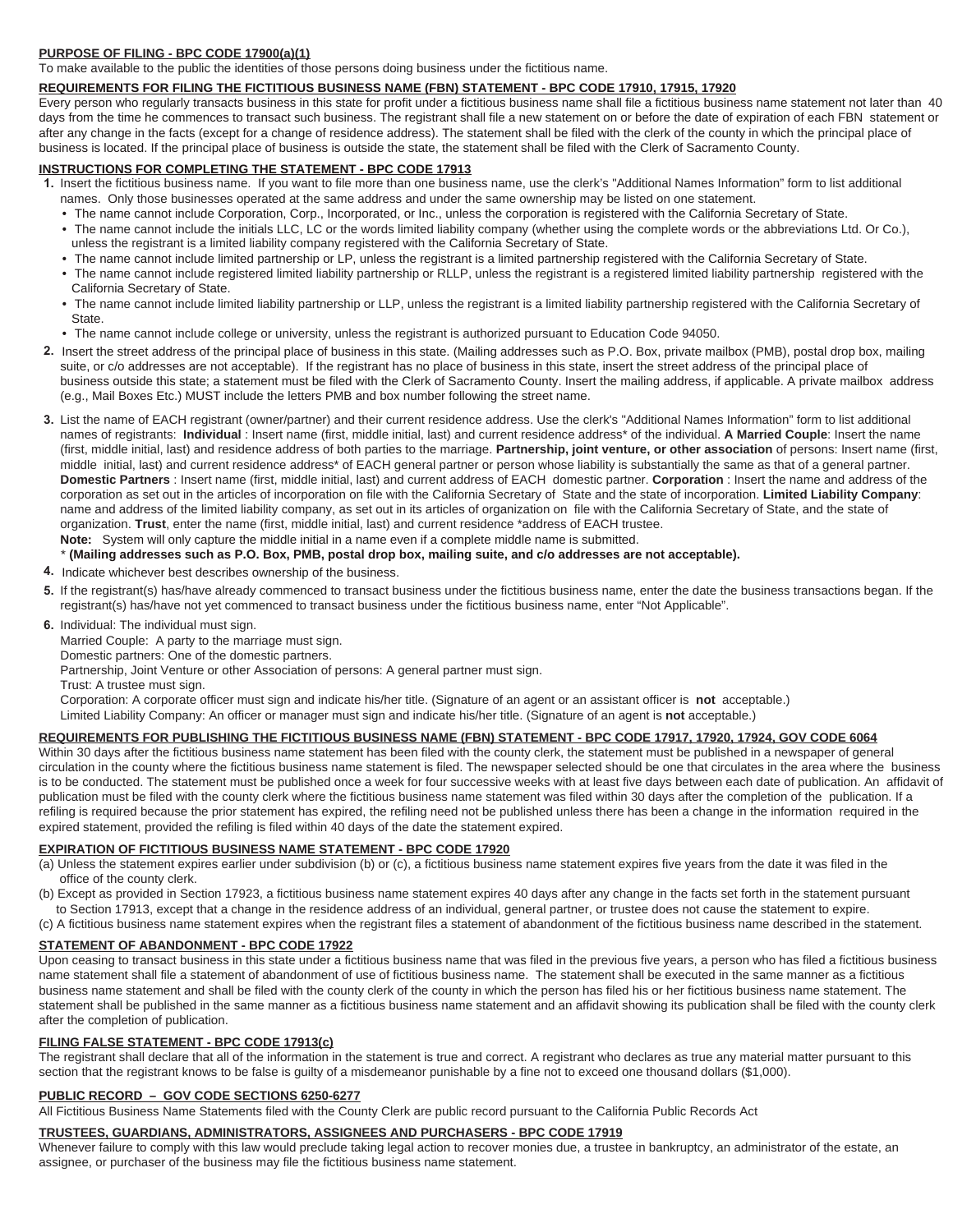**PURPOSE OF FILING - BPC CODE 17900(a)(1)**

To make available to the public the identities of those persons doing business under the fictitious name.

**REQUIREMENTS FOR FILING THE FICTITIOUS BUSINESS NAME (FBN) STATEMENT - BPC CODE 17910, 17915, 17920**

Every person who regularly transacts business in this state for profit under a fictitious business name shall file a fictitious business name statement not later than 40 days from the time he commences to transact such business. The registrant shall file a new statement on or before the date of expiration of each FBN statement or after any change in the facts (except for a change of residence address). The statement shall be filed with the clerk of the county in which the principal place of business is located. If the principal place of business is outside the state, the statement shall be filed with the Clerk of Sacramento County.

**INSTRUCTIONS FOR COMPLETING THE STATEMENT - BPC CODE 17913**

1. Insert the fictitious business name. If you want to file more than one business name, use the clerk's "Additional Names Information" form to list additional names. Only those businesses operated at the same address and under the same ownership may be listed on one statement.
   - The name cannot include Corporation, Corp., Incorporated, or Inc., unless the corporation is registered with the California Secretary of State.
   - The name cannot include the initials LLC, LC or the words limited liability company (whether using the complete words or the abbreviations Ltd. Or Co.), unless the registrant is a limited liability company registered with the California Secretary of State.
   - The name cannot include limited partnership or LP, unless the registrant is a limited partnership registered with the California Secretary of State.
   - The name cannot include registered limited liability partnership or RLLP, unless the registrant is a registered limited liability partnership registered with the California Secretary of State.
   - The name cannot include limited liability partnership or LLP, unless the registrant is a limited liability partnership registered with the California Secretary of State.
   - The name cannot include college or university, unless the registrant is authorized pursuant to Education Code 94050.
2. Insert the street address of the principal place of business in this state. (Mailing addresses such as P.O. Box, private mailbox (PMB), postal drop box, mailing suite, or c/o addresses are not acceptable). If the registrant has no place of business in this state, insert the street address of the principal place of business outside this state; a statement must be filed with the Clerk of Sacramento County. Insert the mailing address, if applicable. A private mailbox address (e.g., Mail Boxes Etc.) MUST include the letters PMB and box number following the street name.
3. List the name of EACH registrant (owner/partner) and their current residence address. Use the clerk's "Additional Names Information" form to list additional names of registrants: **Individual** : Insert name (first, middle initial, last) and current residence address* of the individual. **A Married Couple**: Insert the name (first, middle initial, last) and residence address of both parties to the marriage. **Partnership, joint venture, or other association** of persons: Insert name (first, middle initial, last) and current residence address* of EACH general partner or person whose liability is substantially the same as that of a general partner. **Domestic Partners** : Insert name (first, middle initial, last) and current address of EACH domestic partner. **Corporation** : Insert the name and address of the corporation as set out in the articles of incorporation on file with the California Secretary of State and the state of incorporation. **Limited Liability Company**: name and address of the limited liability company, as set out in its articles of organization on file with the California Secretary of State, and the state of organization. **Trust**, enter the name (first, middle initial, last) and current residence *address of EACH trustee.
   **Note:** System will only capture the middle initial in a name even if a complete middle name is submitted.
   * **(Mailing addresses such as P.O. Box, PMB, postal drop box, mailing suite, and c/o addresses are not acceptable).**
4. Indicate whichever best describes ownership of the business.
5. If the registrant(s) has/have already commenced to transact business under the fictitious business name, enter the date the business transactions began. If the registrant(s) has/have not yet commenced to transact business under the fictitious business name, enter "Not Applicable".
6. Individual: The individual must sign.
   Married Couple: A party to the marriage must sign.
   Domestic partners: One of the domestic partners.
   Partnership, Joint Venture or other Association of persons: A general partner must sign.
   Trust: A trustee must sign.
   Corporation: A corporate officer must sign and indicate his/her title. (Signature of an agent or an assistant officer is **not** acceptable.)
   Limited Liability Company: An officer or manager must sign and indicate his/her title. (Signature of an agent is **not** acceptable.)

**REQUIREMENTS FOR PUBLISHING THE FICTITIOUS BUSINESS NAME (FBN) STATEMENT - BPC CODE 17917, 17920, 17924, GOV CODE 6064**

Within 30 days after the fictitious business name statement has been filed with the county clerk, the statement must be published in a newspaper of general circulation in the county where the fictitious business name statement is filed. The newspaper selected should be one that circulates in the area where the business is to be conducted. The statement must be published once a week for four successive weeks with at least five days between each date of publication. An affidavit of publication must be filed with the county clerk where the fictitious business name statement was filed within 30 days after the completion of the publication. If a refiling is required because the prior statement has expired, the refiling need not be published unless there has been a change in the information required in the expired statement, provided the refiling is filed within 40 days of the date the statement expired.

**EXPIRATION OF FICTITIOUS BUSINESS NAME STATEMENT - BPC CODE 17920**

(a) Unless the statement expires earlier under subdivision (b) or (c), a fictitious business name statement expires five years from the date it was filed in the office of the county clerk.

(b) Except as provided in Section 17923, a fictitious business name statement expires 40 days after any change in the facts set forth in the statement pursuant to Section 17913, except that a change in the residence address of an individual, general partner, or trustee does not cause the statement to expire.

(c) A fictitious business name statement expires when the registrant files a statement of abandonment of the fictitious business name described in the statement.

**STATEMENT OF ABANDONMENT - BPC CODE 17922**

Upon ceasing to transact business in this state under a fictitious business name that was filed in the previous five years, a person who has filed a fictitious business name statement shall file a statement of abandonment of use of fictitious business name. The statement shall be executed in the same manner as a fictitious business name statement and shall be filed with the county clerk of the county in which the person has filed his or her fictitious business name statement. The statement shall be published in the same manner as a fictitious business name statement and an affidavit showing its publication shall be filed with the county clerk after the completion of publication.

**FILING FALSE STATEMENT - BPC CODE 17913(c)**

The registrant shall declare that all of the information in the statement is true and correct. A registrant who declares as true any material matter pursuant to this section that the registrant knows to be false is guilty of a misdemeanor punishable by a fine not to exceed one thousand dollars ($1,000).

**PUBLIC RECORD – GOV CODE SECTIONS 6250-6277**

All Fictitious Business Name Statements filed with the County Clerk are public record pursuant to the California Public Records Act

**TRUSTEES, GUARDIANS, ADMINISTRATORS, ASSIGNEES AND PURCHASERS - BPC CODE 17919**

Whenever failure to comply with this law would preclude taking legal action to recover monies due, a trustee in bankruptcy, an administrator of the estate, an assignee, or purchaser of the business may file the fictitious business name statement.